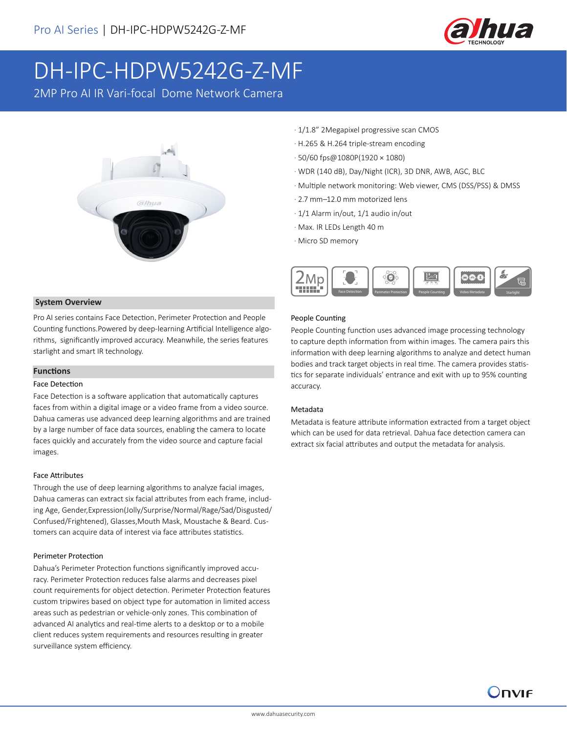Pro AI Series | DH-IPC-HDPW5242G-Z-MF

# DH-IPC-HDPW5242G-Z-MF

2MP Pro AI IR Vari-focal Dome Network Camera

· 1/1.8" 2Megapixel progressive scan CMOS
· H.265 & H.264 triple-stream encoding
· 50/60 fps@1080P(1920 × 1080)
· WDR (140 dB), Day/Night (ICR), 3D DNR, AWB, AGC, BLC
· Multiple network monitoring: Web viewer, CMS (DSS/PSS) & DMSS
· 2.7 mm–12.0 mm motorized lens
· 1/1 Alarm in/out, 1/1 audio in/out
· Max. IR LEDs Length 40 m
· Micro SD memory

2Mp | Face Detection | Perimeter Protection | People Counting | Video Metadata | Starlight

## System Overview

Pro AI series contains Face Detection, Perimeter Protection and People Counting functions.Powered by deep-learning Artificial Intelligence algorithms, significantly improved accuracy. Meanwhile, the series features starlight and smart IR technology.

## Functions

### Face Detection

Face Detection is a software application that automatically captures faces from within a digital image or a video frame from a video source. Dahua cameras use advanced deep learning algorithms and are trained by a large number of face data sources, enabling the camera to locate faces quickly and accurately from the video source and capture facial images.

### Face Attributes

Through the use of deep learning algorithms to analyze facial images, Dahua cameras can extract six facial attributes from each frame, including Age, Gender,Expression(Jolly/Surprise/Normal/Rage/Sad/Disgusted/Confused/Frightened), Glasses,Mouth Mask, Moustache & Beard. Customers can acquire data of interest via face attributes statistics.

### Perimeter Protection

Dahua's Perimeter Protection functions significantly improved accuracy. Perimeter Protection reduces false alarms and decreases pixel count requirements for object detection. Perimeter Protection features custom tripwires based on object type for automation in limited access areas such as pedestrian or vehicle-only zones. This combination of advanced AI analytics and real-time alerts to a desktop or to a mobile client reduces system requirements and resources resulting in greater surveillance system efficiency.

### People Counting

People Counting function uses advanced image processing technology to capture depth information from within images. The camera pairs this information with deep learning algorithms to analyze and detect human bodies and track target objects in real time. The camera provides statistics for separate individuals' entrance and exit with up to 95% counting accuracy.

### Metadata

Metadata is feature attribute information extracted from a target object which can be used for data retrieval. Dahua face detection camera can extract six facial attributes and output the metadata for analysis.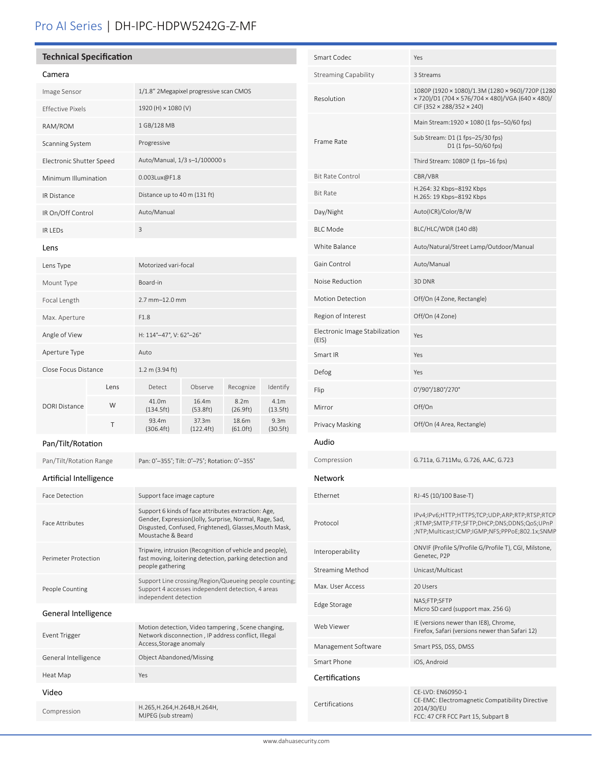# Pro AI Series | DH-IPC-HDPW5242G-Z-MF

## Technical Specification

### Camera

| | |
|---|---|
| Image Sensor | 1/1.8" 2Megapixel progressive scan CMOS |
| Effective Pixels | 1920 (H) × 1080 (V) |
| RAM/ROM | 1 GB/128 MB |
| Scanning System | Progressive |
| Electronic Shutter Speed | Auto/Manual, 1/3 s–1/100000 s |
| Minimum Illumination | 0.003Lux@F1.8 |
| IR Distance | Distance up to 40 m (131 ft) |
| IR On/Off Control | Auto/Manual |
| IR LEDs | 3 |

### Lens

| | | | | | |
|---|---|---|---|---|---|
| Lens Type | Motorized vari-focal | | | | |
| Mount Type | Board-in | | | | |
| Focal Length | 2.7 mm–12.0 mm | | | | |
| Max. Aperture | F1.8 | | | | |
| Angle of View | H: 114°–47°, V: 62°–26° | | | | |
| Aperture Type | Auto | | | | |
| Close Focus Distance | 1.2 m (3.94 ft) | | | | |
| DORI Distance | Lens | Detect | Observe | Recognize | Identify |
| | W | 41.0m (134.5ft) | 16.4m (53.8ft) | 8.2m (26.9ft) | 4.1m (13.5ft) |
| | T | 93.4m (306.4ft) | 37.3m (122.4ft) | 18.6m (61.0ft) | 9.3m (30.5ft) |

### Pan/Tilt/Rotation

| | |
|---|---|
| Pan/Tilt/Rotation Range | Pan: 0°–355°; Tilt: 0°–75°; Rotation: 0°–355° |

### Artificial Intelligence

| | |
|---|---|
| Face Detection | Support face image capture |
| Face Attributes | Support 6 kinds of face attributes extraction: Age, Gender, Expression(Jolly, Surprise, Normal, Rage, Sad, Disgusted, Confused, Frightened), Glasses,Mouth Mask, Moustache & Beard |
| Perimeter Protection | Tripwire, intrusion (Recognition of vehicle and people), fast moving, loitering detection, parking detection and people gathering |
| People Counting | Support Line crossing/Region/Queueing people counting; Support 4 accesses independent detection, 4 areas independent detection |

### General Intelligence

| | |
|---|---|
| Event Trigger | Motion detection, Video tampering , Scene changing, Network disconnection , IP address conflict, Illegal Access,Storage anomaly |
| General Intelligence | Object Abandoned/Missing |
| Heat Map | Yes |

### Video

| | |
|---|---|
| Compression | H.265,H.264,H.264B,H.264H, MJPEG (sub stream) |
| Smart Codec | Yes |
| Streaming Capability | 3 Streams |
| Resolution | 1080P (1920 × 1080)/1.3M (1280 × 960)/720P (1280 × 720)/D1 (704 × 576/704 × 480)/VGA (640 × 480)/ CIF (352 × 288/352 × 240) |
| Frame Rate | Main Stream:1920 × 1080 (1 fps–50/60 fps) |
| | Sub Stream: D1 (1 fps–25/30 fps) D1 (1 fps–50/60 fps) |
| | Third Stream: 1080P (1 fps–16 fps) |
| Bit Rate Control | CBR/VBR |
| Bit Rate | H.264: 32 Kbps–8192 Kbps H.265: 19 Kbps–8192 Kbps |
| Day/Night | Auto(ICR)/Color/B/W |
| BLC Mode | BLC/HLC/WDR (140 dB) |
| White Balance | Auto/Natural/Street Lamp/Outdoor/Manual |
| Gain Control | Auto/Manual |
| Noise Reduction | 3D DNR |
| Motion Detection | Off/On (4 Zone, Rectangle) |
| Region of Interest | Off/On (4 Zone) |
| Electronic Image Stabilization (EIS) | Yes |
| Smart IR | Yes |
| Defog | Yes |
| Flip | 0°/90°/180°/270° |
| Mirror | Off/On |
| Privacy Masking | Off/On (4 Area, Rectangle) |

### Audio

| | |
|---|---|
| Compression | G.711a, G.711Mu, G.726, AAC, G.723 |

### Network

| | |
|---|---|
| Ethernet | RJ-45 (10/100 Base-T) |
| Protocol | IPv4;IPv6;HTTP;HTTPS;TCP;UDP;ARP;RTP;RTSP;RTCP;RTMP;SMTP;FTP;SFTP;DHCP;DNS;DDNS;QoS;UPnP;NTP;Multicast;ICMP;IGMP;NFS;PPPoE;802.1x;SNMP |
| Interoperability | ONVIF (Profile S/Profile G/Profile T), CGI, Milstone, Genetec, P2P |
| Streaming Method | Unicast/Multicast |
| Max. User Access | 20 Users |
| Edge Storage | NAS;FTP;SFTP Micro SD card (support max. 256 G) |
| Web Viewer | IE (versions newer than IE8), Chrome, Firefox, Safari (versions newer than Safari 12) |
| Management Software | Smart PSS, DSS, DMSS |
| Smart Phone | iOS, Android |

### Certifications

| | |
|---|---|
| Certifications | CE-LVD: EN60950-1 CE-EMC: Electromagnetic Compatibility Directive 2014/30/EU FCC: 47 CFR FCC Part 15, Subpart B |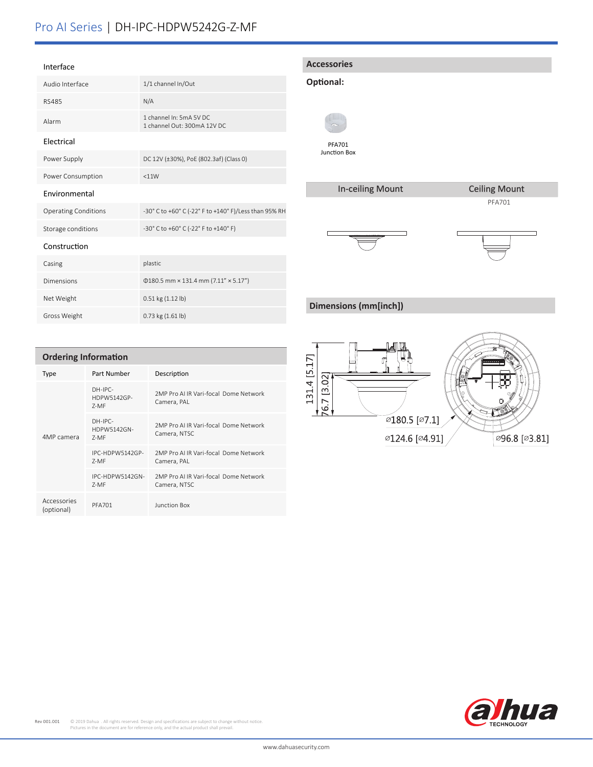# Pro AI Series | DH-IPC-HDPW5242G-Z-MF

| | |
|---|---|
| **Interface** | |
| Audio Interface | 1/1 channel In/Out |
| RS485 | N/A |
| Alarm | 1 channel In: 5mA 5V DC<br>1 channel Out: 300mA 12V DC |
| **Electrical** | |
| Power Supply | DC 12V (±30%), PoE (802.3af) (Class 0) |
| Power Consumption | <11W |
| **Environmental** | |
| Operating Conditions | -30° C to +60° C (-22° F to +140° F)/Less than 95% RH |
| Storage conditions | -30° C to +60° C (-22° F to +140° F) |
| **Construction** | |
| Casing | plastic |
| Dimensions | Φ180.5 mm × 131.4 mm (7.11" × 5.17") |
| Net Weight | 0.51 kg (1.12 lb) |
| Gross Weight | 0.73 kg (1.61 lb) |

## Ordering Information

| Type | Part Number | Description |
|---|---|---|
| 4MP camera | DH-IPC-HDPW5142GP-Z-MF | 2MP Pro AI IR Vari-focal Dome Network Camera, PAL |
| | DH-IPC-HDPW5142GN-Z-MF | 2MP Pro AI IR Vari-focal Dome Network Camera, NTSC |
| | IPC-HDPW5142GP-Z-MF | 2MP Pro AI IR Vari-focal Dome Network Camera, PAL |
| | IPC-HDPW5142GN-Z-MF | 2MP Pro AI IR Vari-focal Dome Network Camera, NTSC |
| Accessories (optional) | PFA701 | Junction Box |

## Accessories

**Optional:**

PFA701
Junction Box

| In-ceiling Mount | Ceiling Mount |
|---|---|
| | PFA701 |

## Dimensions (mm[inch])

131.4 [5.17]
76.7 [3.02]
⌀180.5 [⌀7.1]
⌀124.6 [⌀4.91]
⌀96.8 [⌀3.81]

Rev 001.001 © 2019 Dahua . All rights reserved. Design and specifications are subject to change without notice. Pictures in the document are for reference only, and the actual product shall prevail.

www.dahuasecurity.com